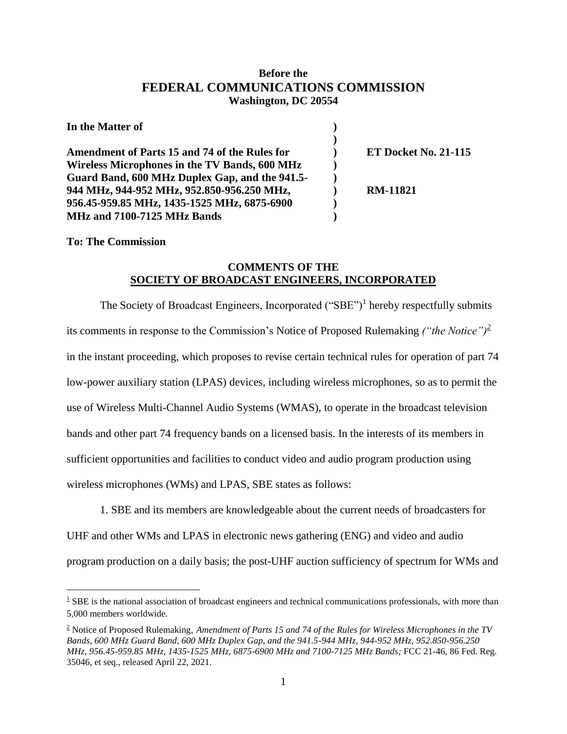**Before the**
**FEDERAL COMMUNICATIONS COMMISSION**
**Washington, DC 20554**

| | | |
|---|---|---|
| **In the Matter of** | **)** | |
| | **)** | |
| **Amendment of Parts 15 and 74 of the Rules for Wireless Microphones in the TV Bands, 600 MHz Guard Band, 600 MHz Duplex Gap, and the 941.5-944 MHz, 944-952 MHz, 952.850-956.250 MHz, 956.45-959.85 MHz, 1435-1525 MHz, 6875-6900 MHz and 7100-7125 MHz Bands** | **)** | **ET Docket No. 21-115** |
| | **)** | **RM-11821** |

**To: The Commission**

**COMMENTS OF THE**
**SOCIETY OF BROADCAST ENGINEERS, INCORPORATED**

The Society of Broadcast Engineers, Incorporated ("SBE")[1] hereby respectfully submits its comments in response to the Commission's Notice of Proposed Rulemaking *("the Notice")*[2] in the instant proceeding, which proposes to revise certain technical rules for operation of part 74 low-power auxiliary station (LPAS) devices, including wireless microphones, so as to permit the use of Wireless Multi-Channel Audio Systems (WMAS), to operate in the broadcast television bands and other part 74 frequency bands on a licensed basis. In the interests of its members in sufficient opportunities and facilities to conduct video and audio program production using wireless microphones (WMs) and LPAS, SBE states as follows:

1. SBE and its members are knowledgeable about the current needs of broadcasters for UHF and other WMs and LPAS in electronic news gathering (ENG) and video and audio program production on a daily basis; the post-UHF auction sufficiency of spectrum for WMs and

---

[1] SBE is the national association of broadcast engineers and technical communications professionals, with more than 5,000 members worldwide.

[2] Notice of Proposed Rulemaking, *Amendment of Parts 15 and 74 of the Rules for Wireless Microphones in the TV Bands, 600 MHz Guard Band, 600 MHz Duplex Gap, and the 941.5-944 MHz, 944-952 MHz, 952.850-956.250 MHz, 956.45-959.85 MHz, 1435-1525 MHz, 6875-6900 MHz and 7100-7125 MHz Bands;* FCC 21-46, 86 Fed. Reg. 35046, et seq., released April 22, 2021.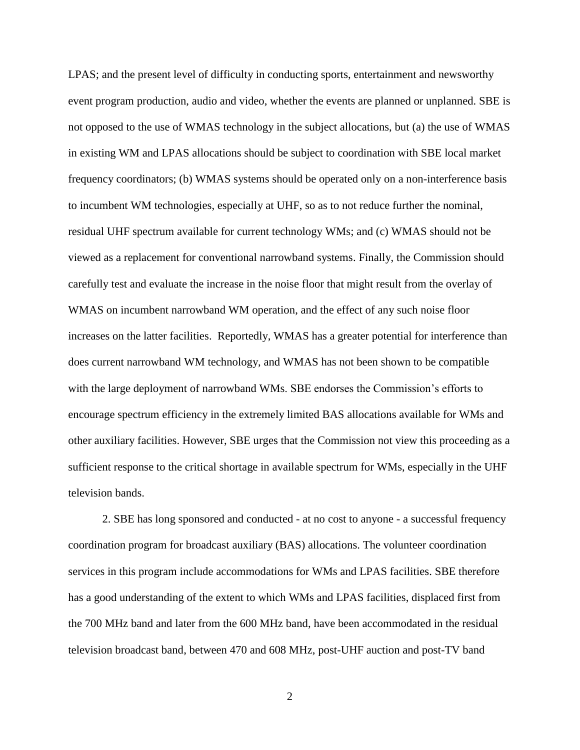LPAS; and the present level of difficulty in conducting sports, entertainment and newsworthy event program production, audio and video, whether the events are planned or unplanned. SBE is not opposed to the use of WMAS technology in the subject allocations, but (a) the use of WMAS in existing WM and LPAS allocations should be subject to coordination with SBE local market frequency coordinators; (b) WMAS systems should be operated only on a non-interference basis to incumbent WM technologies, especially at UHF, so as to not reduce further the nominal, residual UHF spectrum available for current technology WMs; and (c) WMAS should not be viewed as a replacement for conventional narrowband systems. Finally, the Commission should carefully test and evaluate the increase in the noise floor that might result from the overlay of WMAS on incumbent narrowband WM operation, and the effect of any such noise floor increases on the latter facilities. Reportedly, WMAS has a greater potential for interference than does current narrowband WM technology, and WMAS has not been shown to be compatible with the large deployment of narrowband WMs. SBE endorses the Commission's efforts to encourage spectrum efficiency in the extremely limited BAS allocations available for WMs and other auxiliary facilities. However, SBE urges that the Commission not view this proceeding as a sufficient response to the critical shortage in available spectrum for WMs, especially in the UHF television bands.

2. SBE has long sponsored and conducted - at no cost to anyone - a successful frequency coordination program for broadcast auxiliary (BAS) allocations. The volunteer coordination services in this program include accommodations for WMs and LPAS facilities. SBE therefore has a good understanding of the extent to which WMs and LPAS facilities, displaced first from the 700 MHz band and later from the 600 MHz band, have been accommodated in the residual television broadcast band, between 470 and 608 MHz, post-UHF auction and post-TV band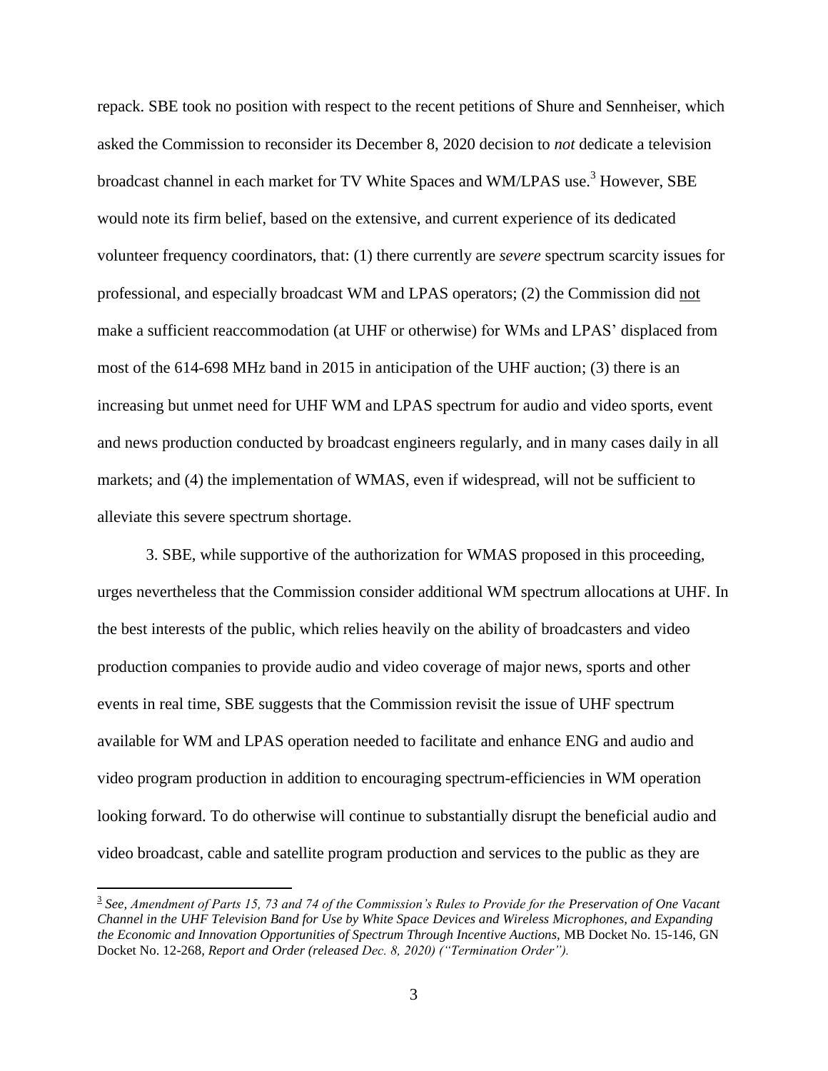repack. SBE took no position with respect to the recent petitions of Shure and Sennheiser, which asked the Commission to reconsider its December 8, 2020 decision to *not* dedicate a television broadcast channel in each market for TV White Spaces and WM/LPAS use.[3] However, SBE would note its firm belief, based on the extensive, and current experience of its dedicated volunteer frequency coordinators, that: (1) there currently are *severe* spectrum scarcity issues for professional, and especially broadcast WM and LPAS operators; (2) the Commission did <u>not</u> make a sufficient reaccommodation (at UHF or otherwise) for WMs and LPAS' displaced from most of the 614-698 MHz band in 2015 in anticipation of the UHF auction; (3) there is an increasing but unmet need for UHF WM and LPAS spectrum for audio and video sports, event and news production conducted by broadcast engineers regularly, and in many cases daily in all markets; and (4) the implementation of WMAS, even if widespread, will not be sufficient to alleviate this severe spectrum shortage.

3. SBE, while supportive of the authorization for WMAS proposed in this proceeding, urges nevertheless that the Commission consider additional WM spectrum allocations at UHF. In the best interests of the public, which relies heavily on the ability of broadcasters and video production companies to provide audio and video coverage of major news, sports and other events in real time, SBE suggests that the Commission revisit the issue of UHF spectrum available for WM and LPAS operation needed to facilitate and enhance ENG and audio and video program production in addition to encouraging spectrum-efficiencies in WM operation looking forward. To do otherwise will continue to substantially disrupt the beneficial audio and video broadcast, cable and satellite program production and services to the public as they are

---

[3] *See, Amendment of Parts 15, 73 and 74 of the Commission's Rules to Provide for the Preservation of One Vacant Channel in the UHF Television Band for Use by White Space Devices and Wireless Microphones, and Expanding the Economic and Innovation Opportunities of Spectrum Through Incentive Auctions*, MB Docket No. 15-146, GN Docket No. 12-268, *Report and Order (released Dec. 8, 2020) ("Termination Order").*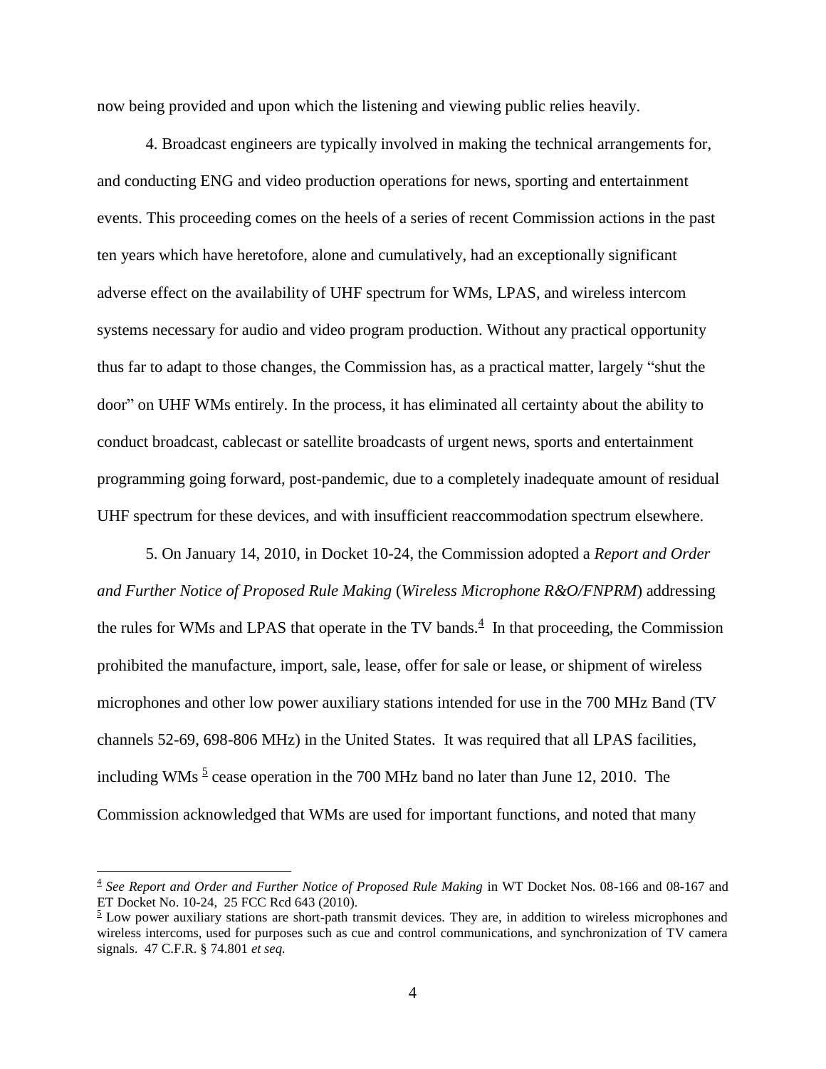now being provided and upon which the listening and viewing public relies heavily.

4. Broadcast engineers are typically involved in making the technical arrangements for, and conducting ENG and video production operations for news, sporting and entertainment events. This proceeding comes on the heels of a series of recent Commission actions in the past ten years which have heretofore, alone and cumulatively, had an exceptionally significant adverse effect on the availability of UHF spectrum for WMs, LPAS, and wireless intercom systems necessary for audio and video program production. Without any practical opportunity thus far to adapt to those changes, the Commission has, as a practical matter, largely "shut the door" on UHF WMs entirely. In the process, it has eliminated all certainty about the ability to conduct broadcast, cablecast or satellite broadcasts of urgent news, sports and entertainment programming going forward, post-pandemic, due to a completely inadequate amount of residual UHF spectrum for these devices, and with insufficient reaccommodation spectrum elsewhere.

5. On January 14, 2010, in Docket 10-24, the Commission adopted a *Report and Order and Further Notice of Proposed Rule Making* (*Wireless Microphone R&O/FNPRM*) addressing the rules for WMs and LPAS that operate in the TV bands.[4] In that proceeding, the Commission prohibited the manufacture, import, sale, lease, offer for sale or lease, or shipment of wireless microphones and other low power auxiliary stations intended for use in the 700 MHz Band (TV channels 52-69, 698-806 MHz) in the United States. It was required that all LPAS facilities, including WMs [5] cease operation in the 700 MHz band no later than June 12, 2010. The Commission acknowledged that WMs are used for important functions, and noted that many

---

[4] *See Report and Order and Further Notice of Proposed Rule Making* in WT Docket Nos. 08-166 and 08-167 and ET Docket No. 10-24, 25 FCC Rcd 643 (2010).

[5] Low power auxiliary stations are short-path transmit devices. They are, in addition to wireless microphones and wireless intercoms, used for purposes such as cue and control communications, and synchronization of TV camera signals. 47 C.F.R. § 74.801 *et seq.*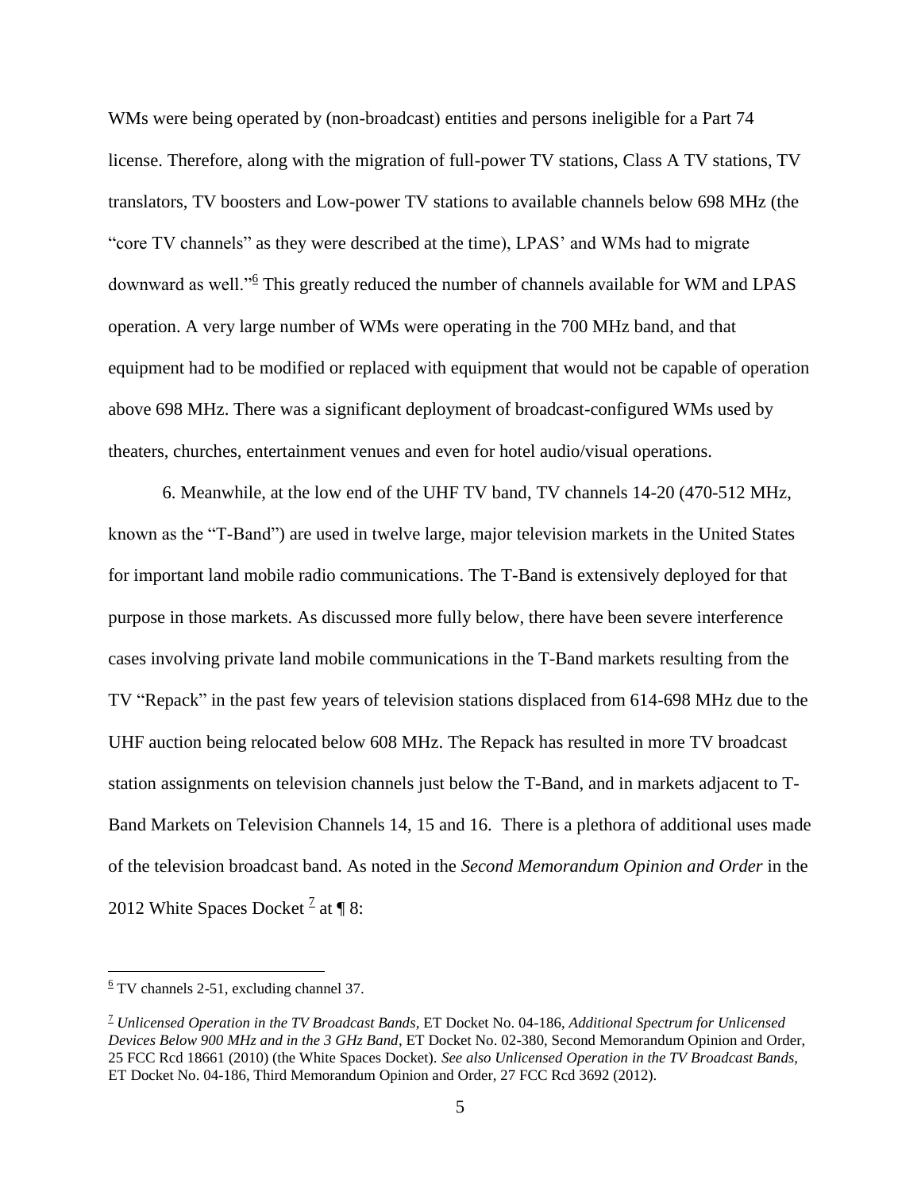WMs were being operated by (non-broadcast) entities and persons ineligible for a Part 74 license. Therefore, along with the migration of full-power TV stations, Class A TV stations, TV translators, TV boosters and Low-power TV stations to available channels below 698 MHz (the "core TV channels" as they were described at the time), LPAS' and WMs had to migrate downward as well."[6] This greatly reduced the number of channels available for WM and LPAS operation. A very large number of WMs were operating in the 700 MHz band, and that equipment had to be modified or replaced with equipment that would not be capable of operation above 698 MHz. There was a significant deployment of broadcast-configured WMs used by theaters, churches, entertainment venues and even for hotel audio/visual operations.

6. Meanwhile, at the low end of the UHF TV band, TV channels 14-20 (470-512 MHz, known as the "T-Band") are used in twelve large, major television markets in the United States for important land mobile radio communications. The T-Band is extensively deployed for that purpose in those markets. As discussed more fully below, there have been severe interference cases involving private land mobile communications in the T-Band markets resulting from the TV "Repack" in the past few years of television stations displaced from 614-698 MHz due to the UHF auction being relocated below 608 MHz. The Repack has resulted in more TV broadcast station assignments on television channels just below the T-Band, and in markets adjacent to T-Band Markets on Television Channels 14, 15 and 16. There is a plethora of additional uses made of the television broadcast band. As noted in the *Second Memorandum Opinion and Order* in the 2012 White Spaces Docket [7] at ¶ 8:

---

[6] TV channels 2-51, excluding channel 37.

[7] *Unlicensed Operation in the TV Broadcast Bands*, ET Docket No. 04-186, *Additional Spectrum for Unlicensed Devices Below 900 MHz and in the 3 GHz Band*, ET Docket No. 02-380, Second Memorandum Opinion and Order, 25 FCC Rcd 18661 (2010) (the White Spaces Docket). *See also Unlicensed Operation in the TV Broadcast Bands*, ET Docket No. 04-186, Third Memorandum Opinion and Order, 27 FCC Rcd 3692 (2012).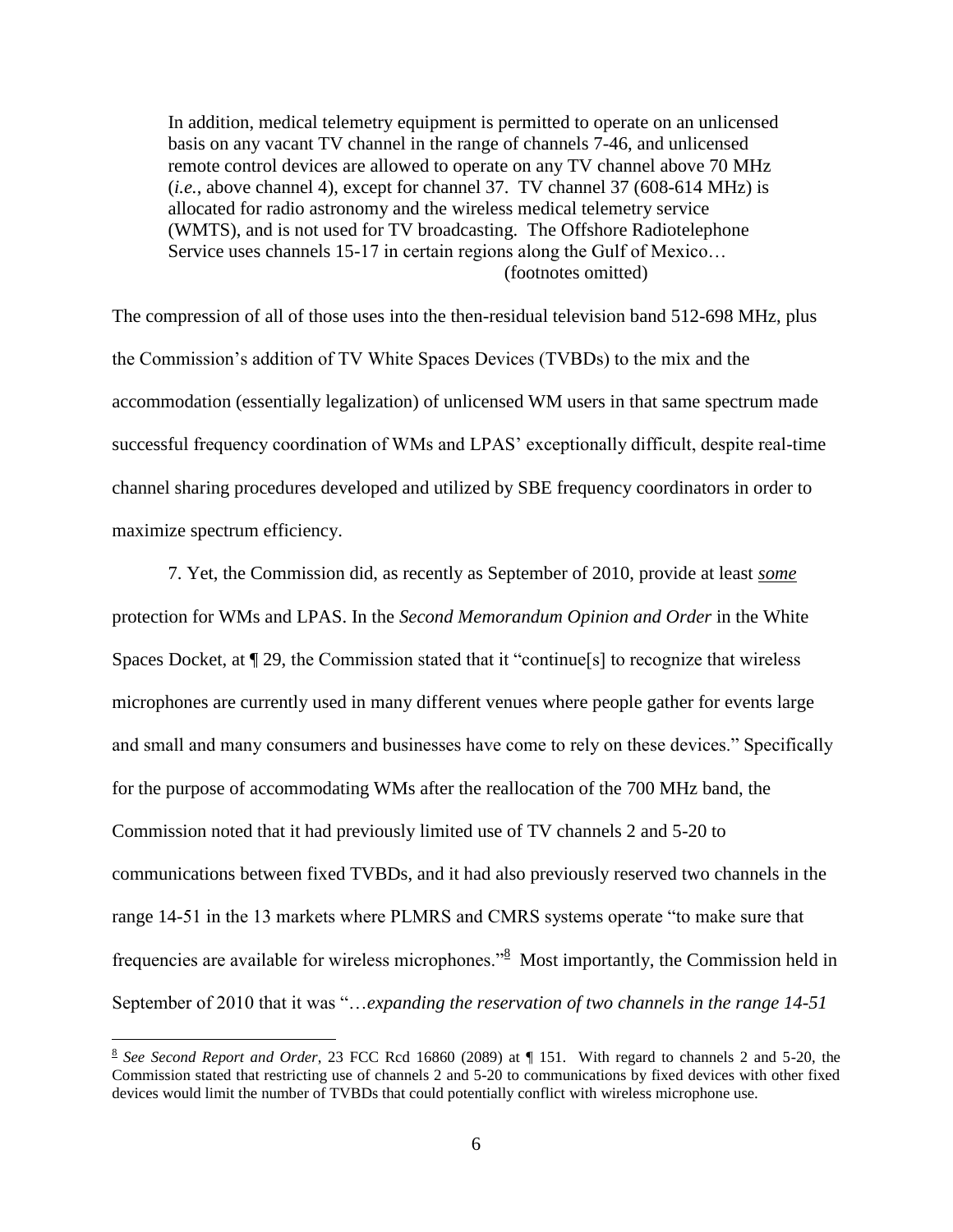> In addition, medical telemetry equipment is permitted to operate on an unlicensed basis on any vacant TV channel in the range of channels 7-46, and unlicensed remote control devices are allowed to operate on any TV channel above 70 MHz (*i.e.*, above channel 4), except for channel 37. TV channel 37 (608-614 MHz) is allocated for radio astronomy and the wireless medical telemetry service (WMTS), and is not used for TV broadcasting. The Offshore Radiotelephone Service uses channels 15-17 in certain regions along the Gulf of Mexico…
>
> (footnotes omitted)

The compression of all of those uses into the then-residual television band 512-698 MHz, plus the Commission's addition of TV White Spaces Devices (TVBDs) to the mix and the accommodation (essentially legalization) of unlicensed WM users in that same spectrum made successful frequency coordination of WMs and LPAS' exceptionally difficult, despite real-time channel sharing procedures developed and utilized by SBE frequency coordinators in order to maximize spectrum efficiency.

7. Yet, the Commission did, as recently as September of 2010, provide at least ***some*** protection for WMs and LPAS. In the *Second Memorandum Opinion and Order* in the White Spaces Docket, at ¶ 29, the Commission stated that it "continue[s] to recognize that wireless microphones are currently used in many different venues where people gather for events large and small and many consumers and businesses have come to rely on these devices." Specifically for the purpose of accommodating WMs after the reallocation of the 700 MHz band, the Commission noted that it had previously limited use of TV channels 2 and 5-20 to communications between fixed TVBDs, and it had also previously reserved two channels in the range 14-51 in the 13 markets where PLMRS and CMRS systems operate "to make sure that frequencies are available for wireless microphones."[8] Most importantly, the Commission held in September of 2010 that it was "…*expanding the reservation of two channels in the range 14-51*

---

[8] *See Second Report and Order*, 23 FCC Rcd 16860 (2089) at ¶ 151. With regard to channels 2 and 5-20, the Commission stated that restricting use of channels 2 and 5-20 to communications by fixed devices with other fixed devices would limit the number of TVBDs that could potentially conflict with wireless microphone use.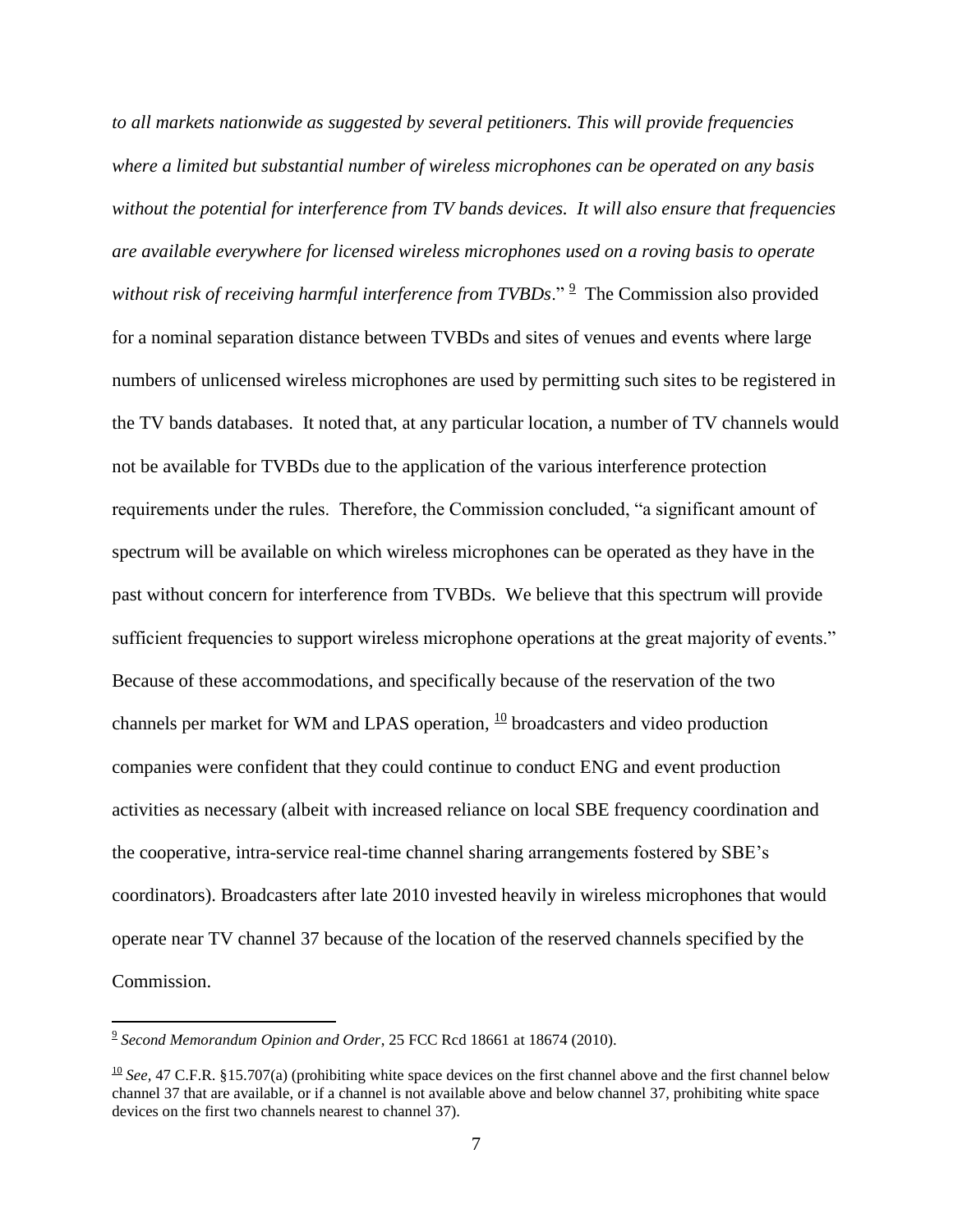*to all markets nationwide as suggested by several petitioners. This will provide frequencies where a limited but substantial number of wireless microphones can be operated on any basis without the potential for interference from TV bands devices. It will also ensure that frequencies are available everywhere for licensed wireless microphones used on a roving basis to operate without risk of receiving harmful interference from TVBDs*." [9] The Commission also provided for a nominal separation distance between TVBDs and sites of venues and events where large numbers of unlicensed wireless microphones are used by permitting such sites to be registered in the TV bands databases. It noted that, at any particular location, a number of TV channels would not be available for TVBDs due to the application of the various interference protection requirements under the rules. Therefore, the Commission concluded, "a significant amount of spectrum will be available on which wireless microphones can be operated as they have in the past without concern for interference from TVBDs. We believe that this spectrum will provide sufficient frequencies to support wireless microphone operations at the great majority of events." Because of these accommodations, and specifically because of the reservation of the two channels per market for WM and LPAS operation, [10] broadcasters and video production companies were confident that they could continue to conduct ENG and event production activities as necessary (albeit with increased reliance on local SBE frequency coordination and the cooperative, intra-service real-time channel sharing arrangements fostered by SBE's coordinators). Broadcasters after late 2010 invested heavily in wireless microphones that would operate near TV channel 37 because of the location of the reserved channels specified by the Commission.

---

[9] *Second Memorandum Opinion and Order*, 25 FCC Rcd 18661 at 18674 (2010).

[10] *See*, 47 C.F.R. §15.707(a) (prohibiting white space devices on the first channel above and the first channel below channel 37 that are available, or if a channel is not available above and below channel 37, prohibiting white space devices on the first two channels nearest to channel 37).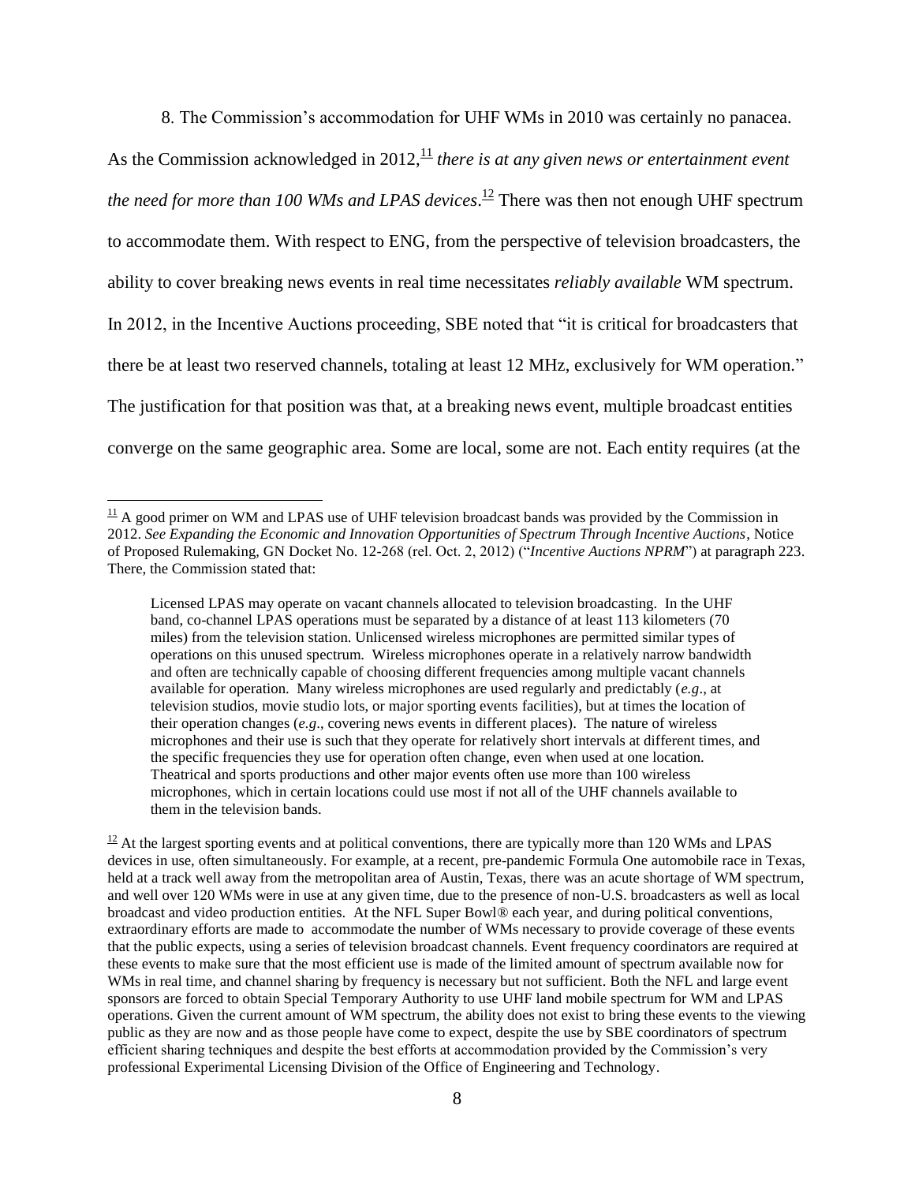8. The Commission's accommodation for UHF WMs in 2010 was certainly no panacea. As the Commission acknowledged in 2012,[11] *there is at any given news or entertainment event the need for more than 100 WMs and LPAS devices*.[12] There was then not enough UHF spectrum to accommodate them. With respect to ENG, from the perspective of television broadcasters, the ability to cover breaking news events in real time necessitates *reliably available* WM spectrum. In 2012, in the Incentive Auctions proceeding, SBE noted that "it is critical for broadcasters that there be at least two reserved channels, totaling at least 12 MHz, exclusively for WM operation." The justification for that position was that, at a breaking news event, multiple broadcast entities converge on the same geographic area. Some are local, some are not. Each entity requires (at the

---

[11] A good primer on WM and LPAS use of UHF television broadcast bands was provided by the Commission in 2012. *See Expanding the Economic and Innovation Opportunities of Spectrum Through Incentive Auctions*, Notice of Proposed Rulemaking, GN Docket No. 12-268 (rel. Oct. 2, 2012) ("*Incentive Auctions NPRM*") at paragraph 223. There, the Commission stated that:

> Licensed LPAS may operate on vacant channels allocated to television broadcasting. In the UHF band, co-channel LPAS operations must be separated by a distance of at least 113 kilometers (70 miles) from the television station. Unlicensed wireless microphones are permitted similar types of operations on this unused spectrum. Wireless microphones operate in a relatively narrow bandwidth and often are technically capable of choosing different frequencies among multiple vacant channels available for operation. Many wireless microphones are used regularly and predictably (*e.g*., at television studios, movie studio lots, or major sporting events facilities), but at times the location of their operation changes (*e.g*., covering news events in different places). The nature of wireless microphones and their use is such that they operate for relatively short intervals at different times, and the specific frequencies they use for operation often change, even when used at one location. Theatrical and sports productions and other major events often use more than 100 wireless microphones, which in certain locations could use most if not all of the UHF channels available to them in the television bands.

[12] At the largest sporting events and at political conventions, there are typically more than 120 WMs and LPAS devices in use, often simultaneously. For example, at a recent, pre-pandemic Formula One automobile race in Texas, held at a track well away from the metropolitan area of Austin, Texas, there was an acute shortage of WM spectrum, and well over 120 WMs were in use at any given time, due to the presence of non-U.S. broadcasters as well as local broadcast and video production entities. At the NFL Super Bowl® each year, and during political conventions, extraordinary efforts are made to accommodate the number of WMs necessary to provide coverage of these events that the public expects, using a series of television broadcast channels. Event frequency coordinators are required at these events to make sure that the most efficient use is made of the limited amount of spectrum available now for WMs in real time, and channel sharing by frequency is necessary but not sufficient. Both the NFL and large event sponsors are forced to obtain Special Temporary Authority to use UHF land mobile spectrum for WM and LPAS operations. Given the current amount of WM spectrum, the ability does not exist to bring these events to the viewing public as they are now and as those people have come to expect, despite the use by SBE coordinators of spectrum efficient sharing techniques and despite the best efforts at accommodation provided by the Commission's very professional Experimental Licensing Division of the Office of Engineering and Technology.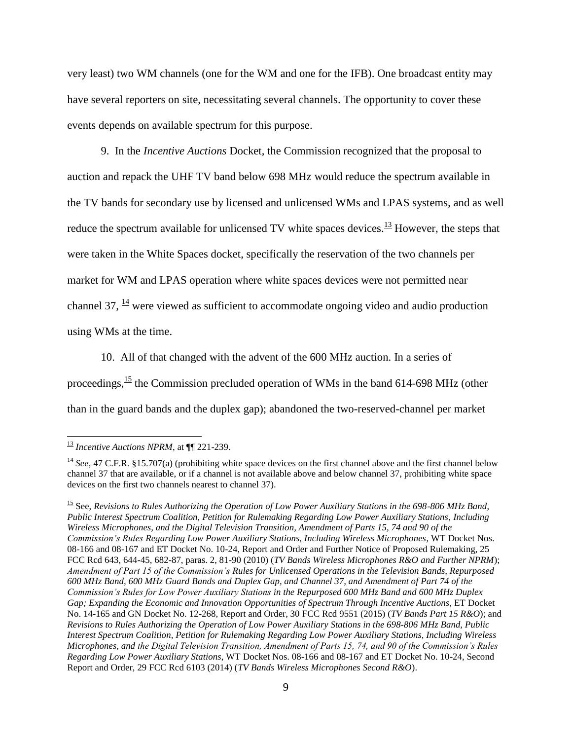very least) two WM channels (one for the WM and one for the IFB). One broadcast entity may have several reporters on site, necessitating several channels. The opportunity to cover these events depends on available spectrum for this purpose.

9. In the *Incentive Auctions* Docket, the Commission recognized that the proposal to auction and repack the UHF TV band below 698 MHz would reduce the spectrum available in the TV bands for secondary use by licensed and unlicensed WMs and LPAS systems, and as well reduce the spectrum available for unlicensed TV white spaces devices.[13] However, the steps that were taken in the White Spaces docket, specifically the reservation of the two channels per market for WM and LPAS operation where white spaces devices were not permitted near channel 37, [14] were viewed as sufficient to accommodate ongoing video and audio production using WMs at the time.

10. All of that changed with the advent of the 600 MHz auction. In a series of proceedings,[15] the Commission precluded operation of WMs in the band 614-698 MHz (other than in the guard bands and the duplex gap); abandoned the two-reserved-channel per market

---

[13] *Incentive Auctions NPRM*, at ¶¶ 221-239.

[14] *See*, 47 C.F.R. §15.707(a) (prohibiting white space devices on the first channel above and the first channel below channel 37 that are available, or if a channel is not available above and below channel 37, prohibiting white space devices on the first two channels nearest to channel 37).

[15] See, *Revisions to Rules Authorizing the Operation of Low Power Auxiliary Stations in the 698-806 MHz Band, Public Interest Spectrum Coalition, Petition for Rulemaking Regarding Low Power Auxiliary Stations, Including Wireless Microphones, and the Digital Television Transition, Amendment of Parts 15, 74 and 90 of the Commission's Rules Regarding Low Power Auxiliary Stations, Including Wireless Microphones*, WT Docket Nos. 08-166 and 08-167 and ET Docket No. 10-24, Report and Order and Further Notice of Proposed Rulemaking, 25 FCC Rcd 643, 644-45, 682-87, paras. 2, 81-90 (2010) (*TV Bands Wireless Microphones R&O and Further NPRM*); *Amendment of Part 15 of the Commission's Rules for Unlicensed Operations in the Television Bands, Repurposed 600 MHz Band, 600 MHz Guard Bands and Duplex Gap, and Channel 37, and Amendment of Part 74 of the Commission's Rules for Low Power Auxiliary Stations in the Repurposed 600 MHz Band and 600 MHz Duplex Gap; Expanding the Economic and Innovation Opportunities of Spectrum Through Incentive Auctions*, ET Docket No. 14-165 and GN Docket No. 12-268, Report and Order, 30 FCC Rcd 9551 (2015) (*TV Bands Part 15 R&O*); and *Revisions to Rules Authorizing the Operation of Low Power Auxiliary Stations in the 698-806 MHz Band, Public Interest Spectrum Coalition, Petition for Rulemaking Regarding Low Power Auxiliary Stations, Including Wireless Microphones, and the Digital Television Transition, Amendment of Parts 15, 74, and 90 of the Commission's Rules Regarding Low Power Auxiliary Stations*, WT Docket Nos. 08-166 and 08-167 and ET Docket No. 10-24, Second Report and Order, 29 FCC Rcd 6103 (2014) (*TV Bands Wireless Microphones Second R&O*).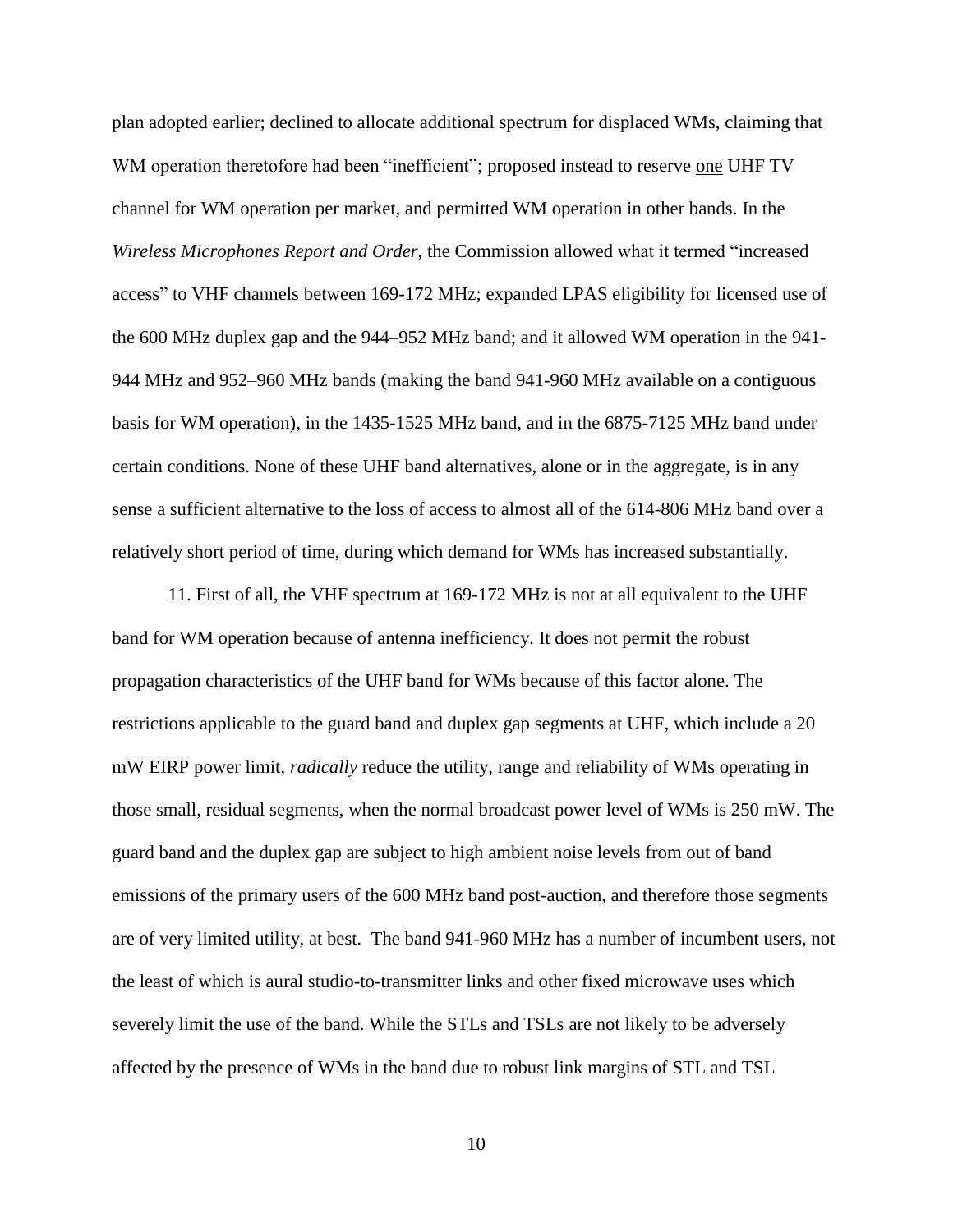plan adopted earlier; declined to allocate additional spectrum for displaced WMs, claiming that WM operation theretofore had been "inefficient"; proposed instead to reserve one UHF TV channel for WM operation per market, and permitted WM operation in other bands. In the *Wireless Microphones Report and Order*, the Commission allowed what it termed "increased access" to VHF channels between 169-172 MHz; expanded LPAS eligibility for licensed use of the 600 MHz duplex gap and the 944–952 MHz band; and it allowed WM operation in the 941-944 MHz and 952–960 MHz bands (making the band 941-960 MHz available on a contiguous basis for WM operation), in the 1435-1525 MHz band, and in the 6875-7125 MHz band under certain conditions. None of these UHF band alternatives, alone or in the aggregate, is in any sense a sufficient alternative to the loss of access to almost all of the 614-806 MHz band over a relatively short period of time, during which demand for WMs has increased substantially.

11. First of all, the VHF spectrum at 169-172 MHz is not at all equivalent to the UHF band for WM operation because of antenna inefficiency. It does not permit the robust propagation characteristics of the UHF band for WMs because of this factor alone. The restrictions applicable to the guard band and duplex gap segments at UHF, which include a 20 mW EIRP power limit, *radically* reduce the utility, range and reliability of WMs operating in those small, residual segments, when the normal broadcast power level of WMs is 250 mW. The guard band and the duplex gap are subject to high ambient noise levels from out of band emissions of the primary users of the 600 MHz band post-auction, and therefore those segments are of very limited utility, at best. The band 941-960 MHz has a number of incumbent users, not the least of which is aural studio-to-transmitter links and other fixed microwave uses which severely limit the use of the band. While the STLs and TSLs are not likely to be adversely affected by the presence of WMs in the band due to robust link margins of STL and TSL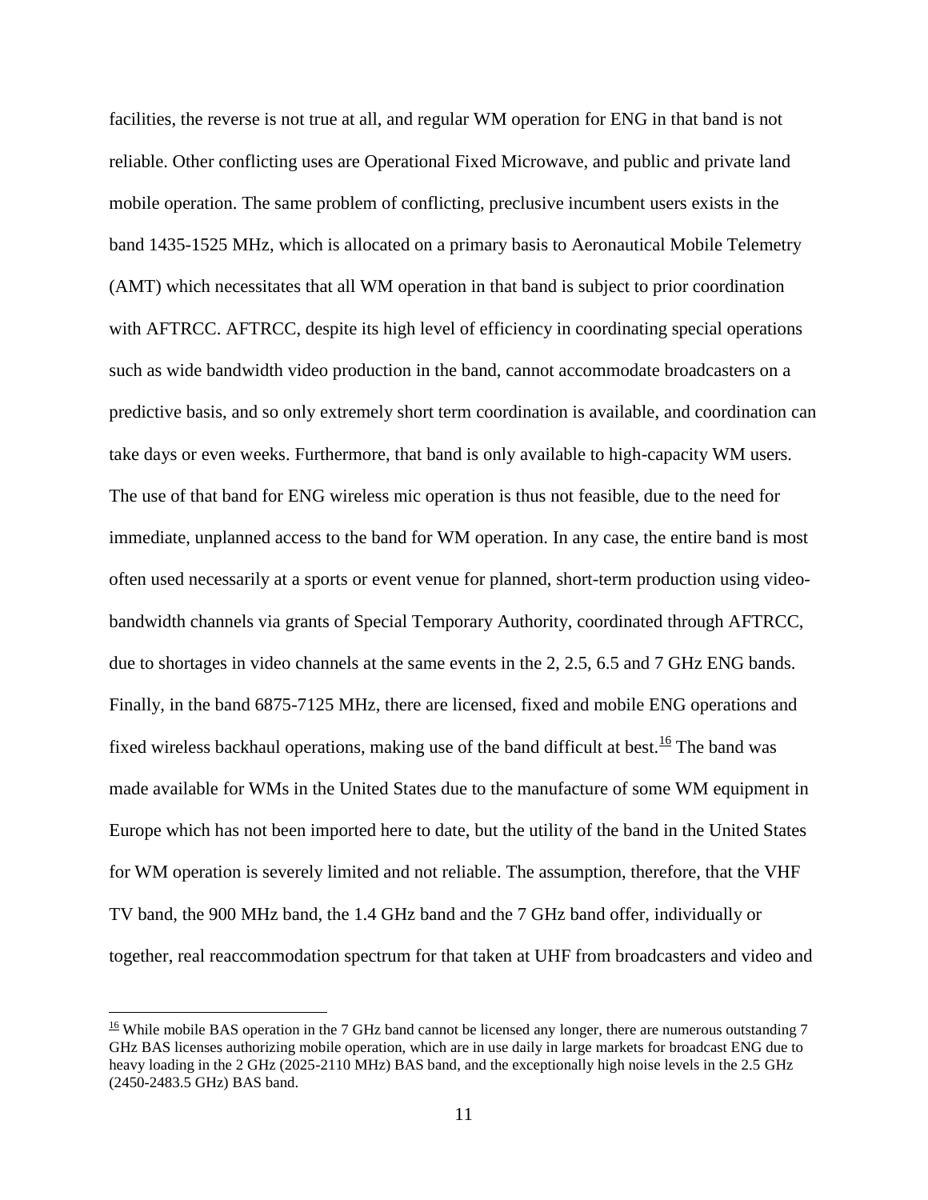facilities, the reverse is not true at all, and regular WM operation for ENG in that band is not reliable. Other conflicting uses are Operational Fixed Microwave, and public and private land mobile operation. The same problem of conflicting, preclusive incumbent users exists in the band 1435-1525 MHz, which is allocated on a primary basis to Aeronautical Mobile Telemetry (AMT) which necessitates that all WM operation in that band is subject to prior coordination with AFTRCC. AFTRCC, despite its high level of efficiency in coordinating special operations such as wide bandwidth video production in the band, cannot accommodate broadcasters on a predictive basis, and so only extremely short term coordination is available, and coordination can take days or even weeks. Furthermore, that band is only available to high-capacity WM users. The use of that band for ENG wireless mic operation is thus not feasible, due to the need for immediate, unplanned access to the band for WM operation. In any case, the entire band is most often used necessarily at a sports or event venue for planned, short-term production using video-bandwidth channels via grants of Special Temporary Authority, coordinated through AFTRCC, due to shortages in video channels at the same events in the 2, 2.5, 6.5 and 7 GHz ENG bands. Finally, in the band 6875-7125 MHz, there are licensed, fixed and mobile ENG operations and fixed wireless backhaul operations, making use of the band difficult at best.[16] The band was made available for WMs in the United States due to the manufacture of some WM equipment in Europe which has not been imported here to date, but the utility of the band in the United States for WM operation is severely limited and not reliable. The assumption, therefore, that the VHF TV band, the 900 MHz band, the 1.4 GHz band and the 7 GHz band offer, individually or together, real reaccommodation spectrum for that taken at UHF from broadcasters and video and

[16] While mobile BAS operation in the 7 GHz band cannot be licensed any longer, there are numerous outstanding 7 GHz BAS licenses authorizing mobile operation, which are in use daily in large markets for broadcast ENG due to heavy loading in the 2 GHz (2025-2110 MHz) BAS band, and the exceptionally high noise levels in the 2.5 GHz (2450-2483.5 GHz) BAS band.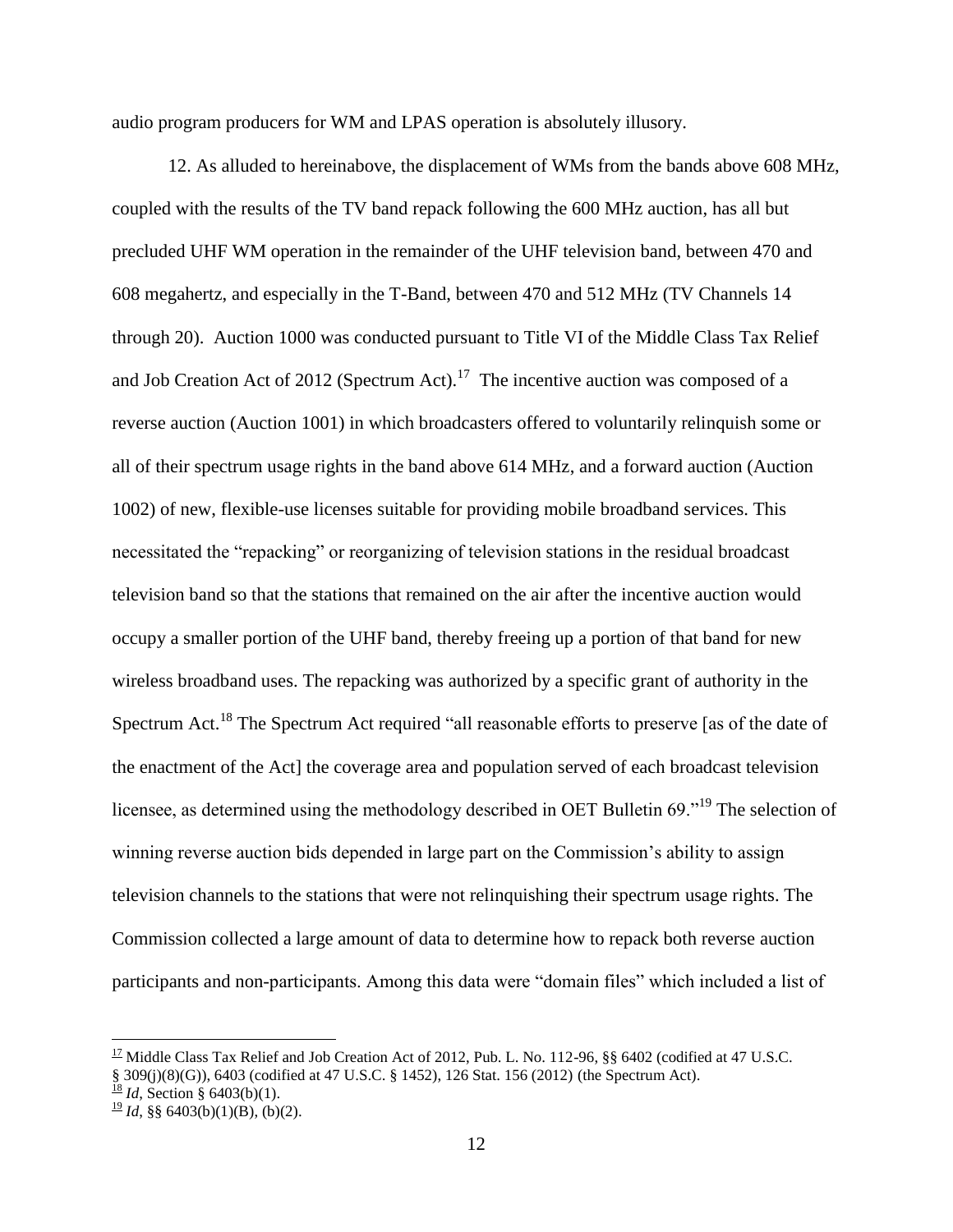audio program producers for WM and LPAS operation is absolutely illusory.

12. As alluded to hereinabove, the displacement of WMs from the bands above 608 MHz, coupled with the results of the TV band repack following the 600 MHz auction, has all but precluded UHF WM operation in the remainder of the UHF television band, between 470 and 608 megahertz, and especially in the T-Band, between 470 and 512 MHz (TV Channels 14 through 20). Auction 1000 was conducted pursuant to Title VI of the Middle Class Tax Relief and Job Creation Act of 2012 (Spectrum Act).[17] The incentive auction was composed of a reverse auction (Auction 1001) in which broadcasters offered to voluntarily relinquish some or all of their spectrum usage rights in the band above 614 MHz, and a forward auction (Auction 1002) of new, flexible-use licenses suitable for providing mobile broadband services. This necessitated the "repacking" or reorganizing of television stations in the residual broadcast television band so that the stations that remained on the air after the incentive auction would occupy a smaller portion of the UHF band, thereby freeing up a portion of that band for new wireless broadband uses. The repacking was authorized by a specific grant of authority in the Spectrum Act.[18] The Spectrum Act required "all reasonable efforts to preserve [as of the date of the enactment of the Act] the coverage area and population served of each broadcast television licensee, as determined using the methodology described in OET Bulletin 69."[19] The selection of winning reverse auction bids depended in large part on the Commission's ability to assign television channels to the stations that were not relinquishing their spectrum usage rights. The Commission collected a large amount of data to determine how to repack both reverse auction participants and non-participants. Among this data were "domain files" which included a list of

---

[17] Middle Class Tax Relief and Job Creation Act of 2012, Pub. L. No. 112-96, §§ 6402 (codified at 47 U.S.C. § 309(j)(8)(G)), 6403 (codified at 47 U.S.C. § 1452), 126 Stat. 156 (2012) (the Spectrum Act).

[18] *Id*, Section § 6403(b)(1).

[19] *Id*, §§ 6403(b)(1)(B), (b)(2).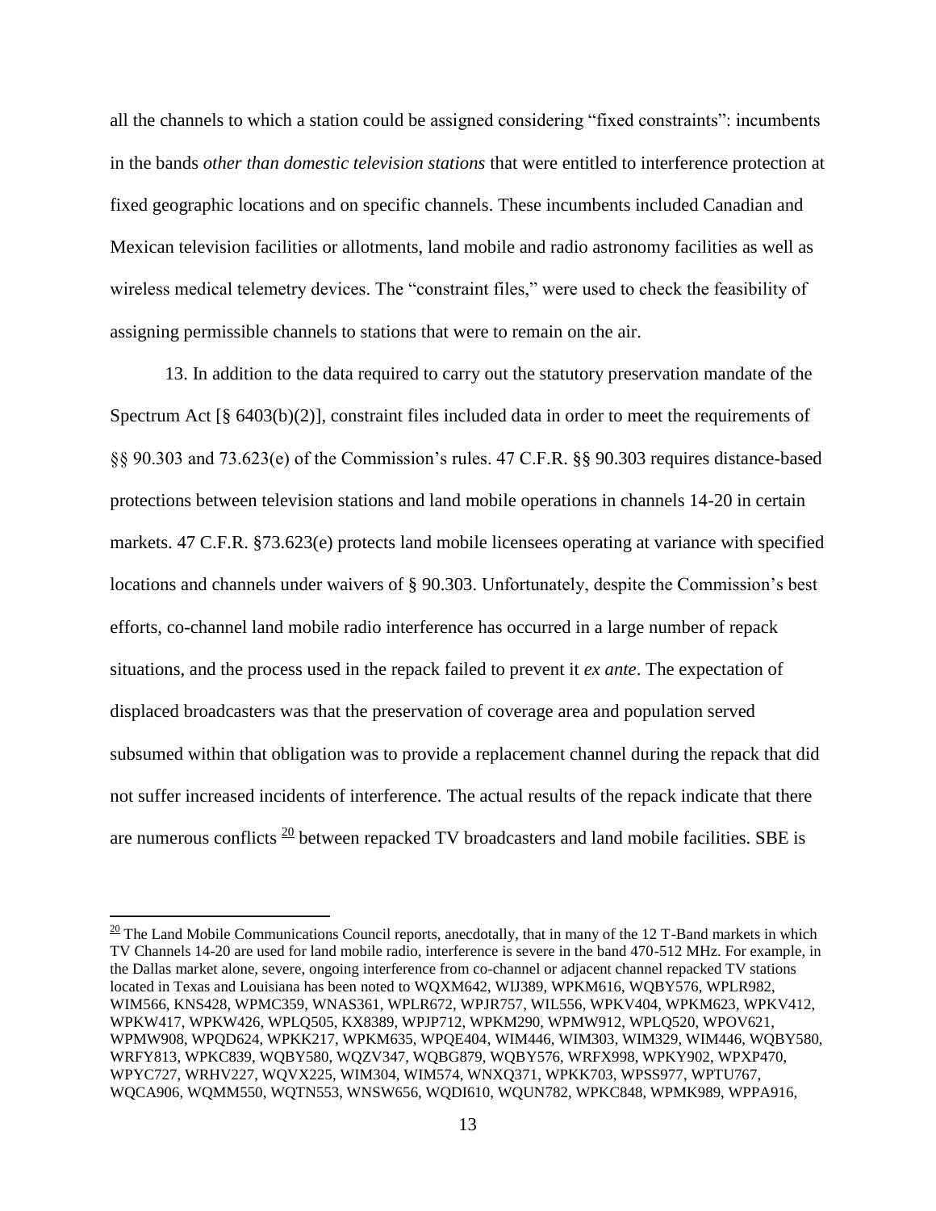all the channels to which a station could be assigned considering "fixed constraints": incumbents in the bands *other than domestic television stations* that were entitled to interference protection at fixed geographic locations and on specific channels. These incumbents included Canadian and Mexican television facilities or allotments, land mobile and radio astronomy facilities as well as wireless medical telemetry devices. The "constraint files," were used to check the feasibility of assigning permissible channels to stations that were to remain on the air.

13. In addition to the data required to carry out the statutory preservation mandate of the Spectrum Act [§ 6403(b)(2)], constraint files included data in order to meet the requirements of §§ 90.303 and 73.623(e) of the Commission's rules. 47 C.F.R. §§ 90.303 requires distance-based protections between television stations and land mobile operations in channels 14-20 in certain markets. 47 C.F.R. §73.623(e) protects land mobile licensees operating at variance with specified locations and channels under waivers of § 90.303. Unfortunately, despite the Commission's best efforts, co-channel land mobile radio interference has occurred in a large number of repack situations, and the process used in the repack failed to prevent it *ex ante*. The expectation of displaced broadcasters was that the preservation of coverage area and population served subsumed within that obligation was to provide a replacement channel during the repack that did not suffer increased incidents of interference. The actual results of the repack indicate that there are numerous conflicts [20] between repacked TV broadcasters and land mobile facilities. SBE is

[20] The Land Mobile Communications Council reports, anecdotally, that in many of the 12 T-Band markets in which TV Channels 14-20 are used for land mobile radio, interference is severe in the band 470-512 MHz. For example, in the Dallas market alone, severe, ongoing interference from co-channel or adjacent channel repacked TV stations located in Texas and Louisiana has been noted to WQXM642, WIJ389, WPKM616, WQBY576, WPLR982, WIM566, KNS428, WPMC359, WNAS361, WPLR672, WPJR757, WIL556, WPKV404, WPKM623, WPKV412, WPKW417, WPKW426, WPLQ505, KX8389, WPJP712, WPKM290, WPMW912, WPLQ520, WPOV621, WPMW908, WPQD624, WPKK217, WPKM635, WPQE404, WIM446, WIM303, WIM329, WIM446, WQBY580, WRFY813, WPKC839, WQBY580, WQZV347, WQBG879, WQBY576, WRFX998, WPKY902, WPXP470, WPYC727, WRHV227, WQVX225, WIM304, WIM574, WNXQ371, WPKK703, WPSS977, WPTU767, WQCA906, WQMM550, WQTN553, WNSW656, WQDI610, WQUN782, WPKC848, WPMK989, WPPA916,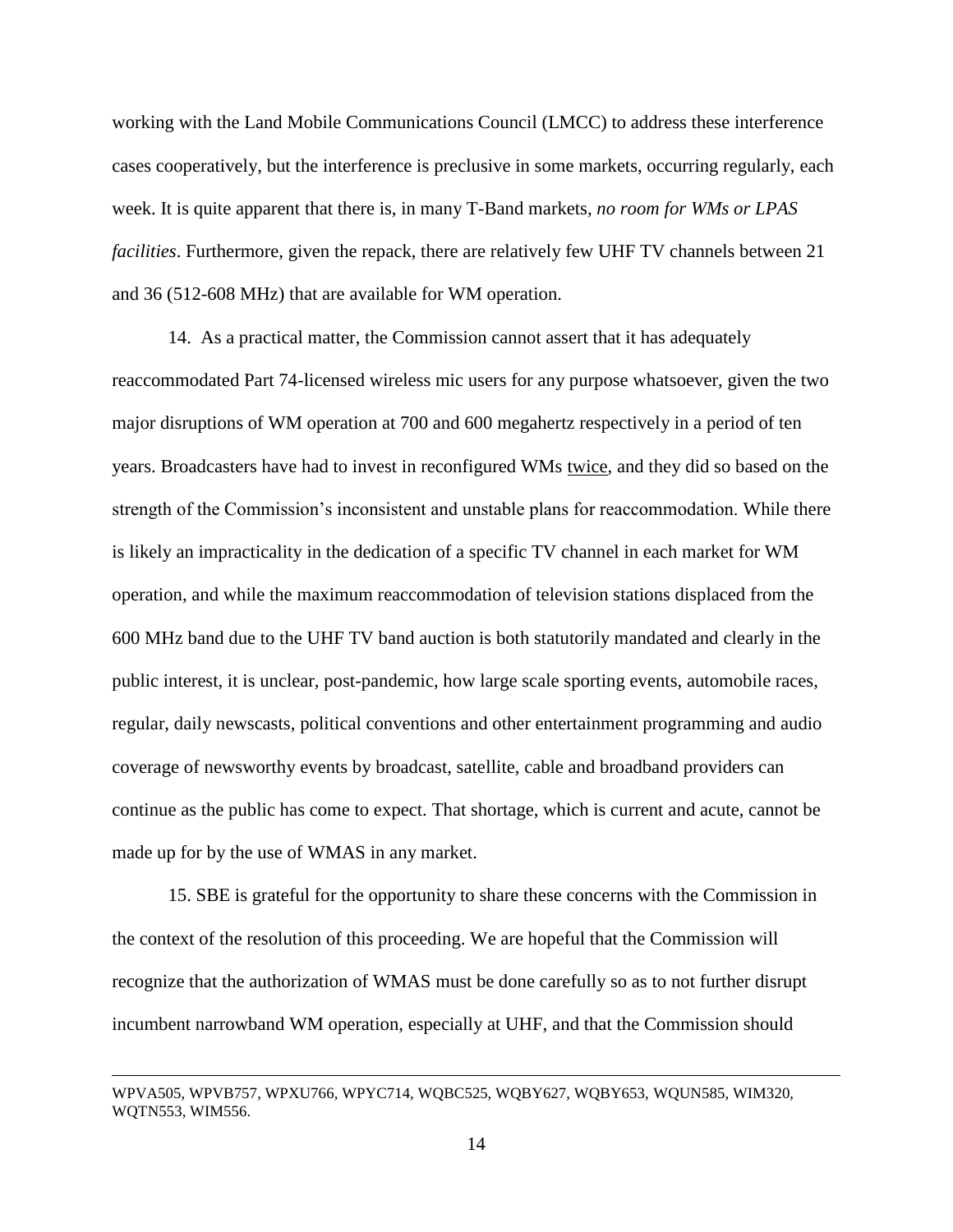working with the Land Mobile Communications Council (LMCC) to address these interference cases cooperatively, but the interference is preclusive in some markets, occurring regularly, each week. It is quite apparent that there is, in many T-Band markets, *no room for WMs or LPAS facilities*. Furthermore, given the repack, there are relatively few UHF TV channels between 21 and 36 (512-608 MHz) that are available for WM operation.

14. As a practical matter, the Commission cannot assert that it has adequately reaccommodated Part 74-licensed wireless mic users for any purpose whatsoever, given the two major disruptions of WM operation at 700 and 600 megahertz respectively in a period of ten years. Broadcasters have had to invest in reconfigured WMs twice, and they did so based on the strength of the Commission's inconsistent and unstable plans for reaccommodation. While there is likely an impracticality in the dedication of a specific TV channel in each market for WM operation, and while the maximum reaccommodation of television stations displaced from the 600 MHz band due to the UHF TV band auction is both statutorily mandated and clearly in the public interest, it is unclear, post-pandemic, how large scale sporting events, automobile races, regular, daily newscasts, political conventions and other entertainment programming and audio coverage of newsworthy events by broadcast, satellite, cable and broadband providers can continue as the public has come to expect. That shortage, which is current and acute, cannot be made up for by the use of WMAS in any market.

15. SBE is grateful for the opportunity to share these concerns with the Commission in the context of the resolution of this proceeding. We are hopeful that the Commission will recognize that the authorization of WMAS must be done carefully so as to not further disrupt incumbent narrowband WM operation, especially at UHF, and that the Commission should

---

WPVA505, WPVB757, WPXU766, WPYC714, WQBC525, WQBY627, WQBY653, WQUN585, WIM320, WQTN553, WIM556.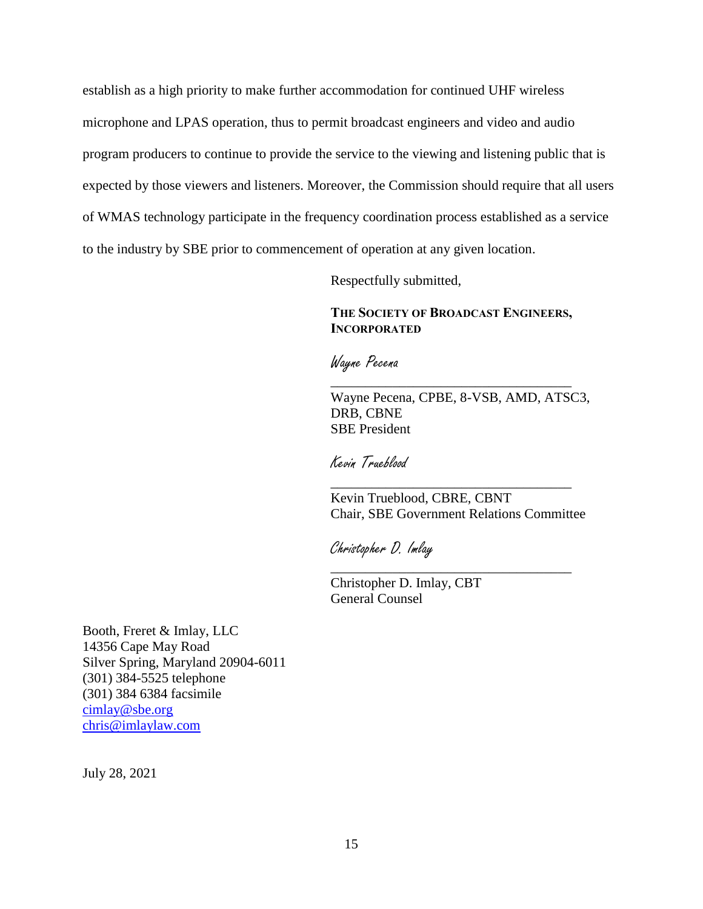establish as a high priority to make further accommodation for continued UHF wireless microphone and LPAS operation, thus to permit broadcast engineers and video and audio program producers to continue to provide the service to the viewing and listening public that is expected by those viewers and listeners. Moreover, the Commission should require that all users of WMAS technology participate in the frequency coordination process established as a service to the industry by SBE prior to commencement of operation at any given location.

Respectfully submitted,

**THE SOCIETY OF BROADCAST ENGINEERS, INCORPORATED**

*Wayne Pecena*

\_\_\_\_\_\_\_\_\_\_\_\_\_\_\_\_\_\_\_\_\_\_\_\_\_\_\_\_\_\_\_\_\_\_\_
Wayne Pecena, CPBE, 8-VSB, AMD, ATSC3, DRB, CBNE
SBE President

*Kevin Trueblood*

\_\_\_\_\_\_\_\_\_\_\_\_\_\_\_\_\_\_\_\_\_\_\_\_\_\_\_\_\_\_\_\_\_\_\_
Kevin Trueblood, CBRE, CBNT
Chair, SBE Government Relations Committee

*Christopher D. Imlay*

\_\_\_\_\_\_\_\_\_\_\_\_\_\_\_\_\_\_\_\_\_\_\_\_\_\_\_\_\_\_\_\_\_\_\_
Christopher D. Imlay, CBT
General Counsel

Booth, Freret & Imlay, LLC
14356 Cape May Road
Silver Spring, Maryland 20904-6011
(301) 384-5525 telephone
(301) 384 6384 facsimile
cimlay@sbe.org
chris@imlaylaw.com

July 28, 2021